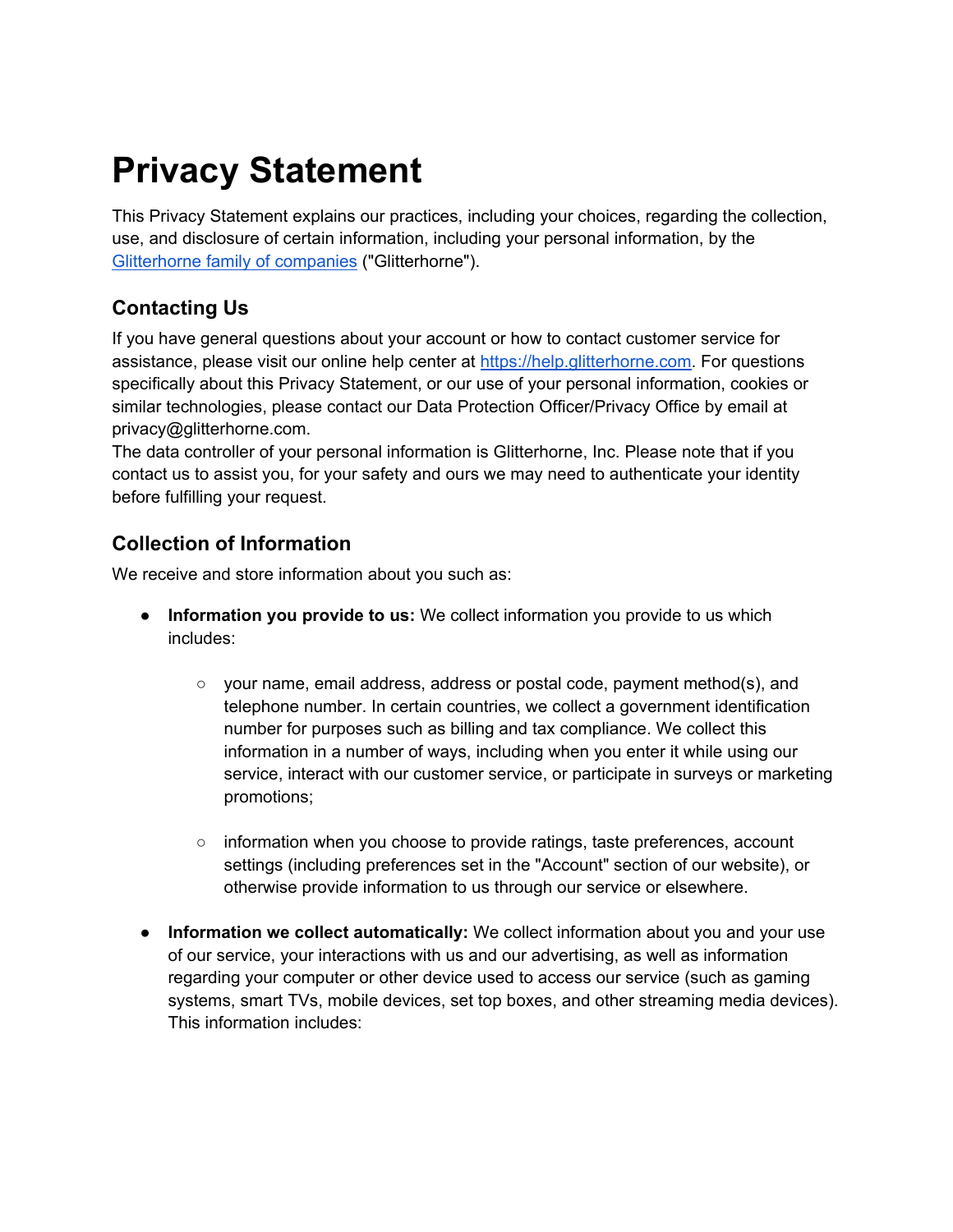# Privacy Statement

This Privacy Statement explains our practices, including your choices, regarding the collection, use, and disclosure of certain information, including your personal information, by the [Glitterhorne family of companies]() ("Glitterhorne").

## Contacting Us

If you have general questions about your account or how to contact customer service for assistance, please visit our online help center at [https://help.glitterhorne.com](https://help.glitterhorne.com). For questions specifically about this Privacy Statement, or our use of your personal information, cookies or similar technologies, please contact our Data Protection Officer/Privacy Office by email at privacy@glitterhorne.com.

The data controller of your personal information is Glitterhorne, Inc. Please note that if you contact us to assist you, for your safety and ours we may need to authenticate your identity before fulfilling your request.

## Collection of Information

We receive and store information about you such as:

- **Information you provide to us:** We collect information you provide to us which includes:
  - your name, email address, address or postal code, payment method(s), and telephone number. In certain countries, we collect a government identification number for purposes such as billing and tax compliance. We collect this information in a number of ways, including when you enter it while using our service, interact with our customer service, or participate in surveys or marketing promotions;
  - information when you choose to provide ratings, taste preferences, account settings (including preferences set in the "Account" section of our website), or otherwise provide information to us through our service or elsewhere.
- **Information we collect automatically:** We collect information about you and your use of our service, your interactions with us and our advertising, as well as information regarding your computer or other device used to access our service (such as gaming systems, smart TVs, mobile devices, set top boxes, and other streaming media devices). This information includes: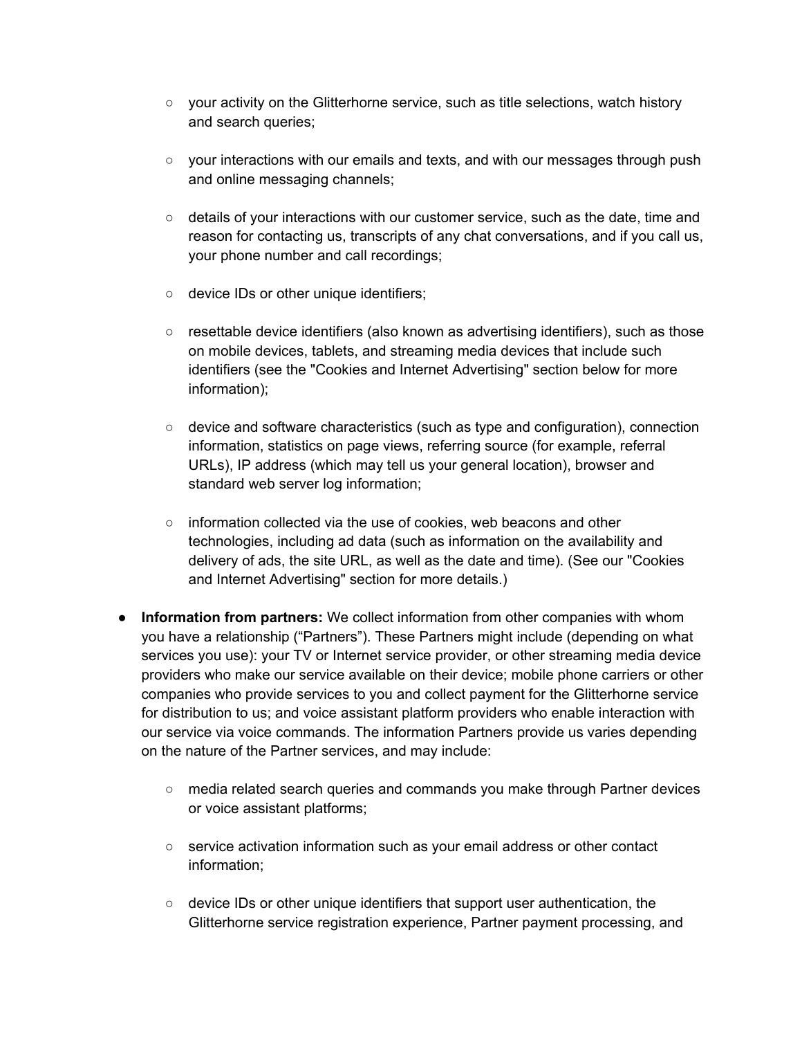- your activity on the Glitterhorne service, such as title selections, watch history and search queries;
  - your interactions with our emails and texts, and with our messages through push and online messaging channels;
  - details of your interactions with our customer service, such as the date, time and reason for contacting us, transcripts of any chat conversations, and if you call us, your phone number and call recordings;
  - device IDs or other unique identifiers;
  - resettable device identifiers (also known as advertising identifiers), such as those on mobile devices, tablets, and streaming media devices that include such identifiers (see the "Cookies and Internet Advertising" section below for more information);
  - device and software characteristics (such as type and configuration), connection information, statistics on page views, referring source (for example, referral URLs), IP address (which may tell us your general location), browser and standard web server log information;
  - information collected via the use of cookies, web beacons and other technologies, including ad data (such as information on the availability and delivery of ads, the site URL, as well as the date and time). (See our "Cookies and Internet Advertising" section for more details.)

- **Information from partners:** We collect information from other companies with whom you have a relationship ("Partners"). These Partners might include (depending on what services you use): your TV or Internet service provider, or other streaming media device providers who make our service available on their device; mobile phone carriers or other companies who provide services to you and collect payment for the Glitterhorne service for distribution to us; and voice assistant platform providers who enable interaction with our service via voice commands. The information Partners provide us varies depending on the nature of the Partner services, and may include:
  - media related search queries and commands you make through Partner devices or voice assistant platforms;
  - service activation information such as your email address or other contact information;
  - device IDs or other unique identifiers that support user authentication, the Glitterhorne service registration experience, Partner payment processing, and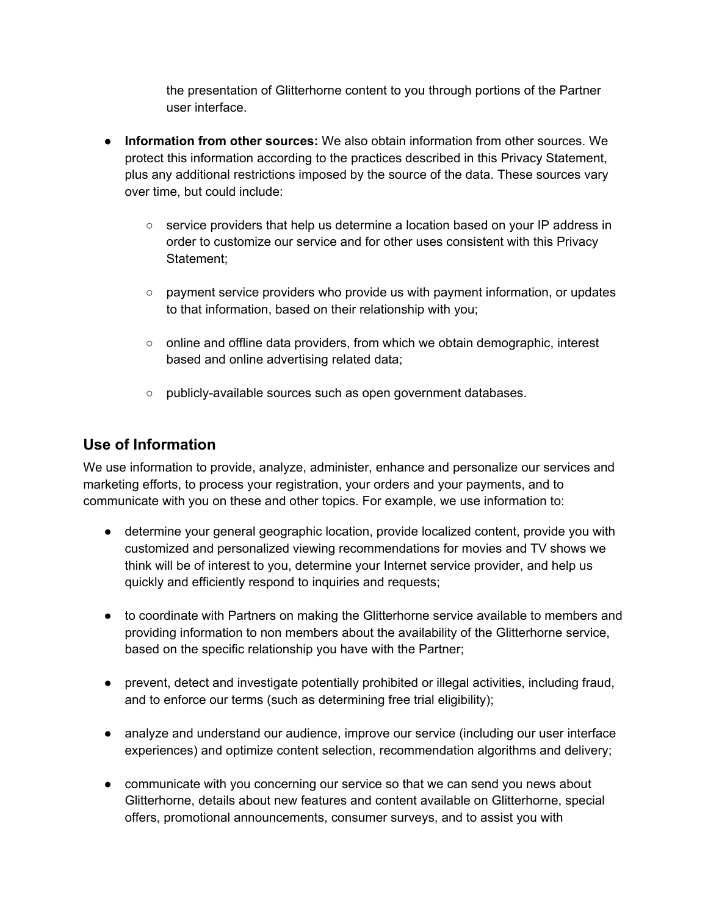the presentation of Glitterhorne content to you through portions of the Partner user interface.

- **Information from other sources:** We also obtain information from other sources. We protect this information according to the practices described in this Privacy Statement, plus any additional restrictions imposed by the source of the data. These sources vary over time, but could include:

  - service providers that help us determine a location based on your IP address in order to customize our service and for other uses consistent with this Privacy Statement;

  - payment service providers who provide us with payment information, or updates to that information, based on their relationship with you;

  - online and offline data providers, from which we obtain demographic, interest based and online advertising related data;

  - publicly-available sources such as open government databases.

## Use of Information

We use information to provide, analyze, administer, enhance and personalize our services and marketing efforts, to process your registration, your orders and your payments, and to communicate with you on these and other topics. For example, we use information to:

- determine your general geographic location, provide localized content, provide you with customized and personalized viewing recommendations for movies and TV shows we think will be of interest to you, determine your Internet service provider, and help us quickly and efficiently respond to inquiries and requests;

- to coordinate with Partners on making the Glitterhorne service available to members and providing information to non members about the availability of the Glitterhorne service, based on the specific relationship you have with the Partner;

- prevent, detect and investigate potentially prohibited or illegal activities, including fraud, and to enforce our terms (such as determining free trial eligibility);

- analyze and understand our audience, improve our service (including our user interface experiences) and optimize content selection, recommendation algorithms and delivery;

- communicate with you concerning our service so that we can send you news about Glitterhorne, details about new features and content available on Glitterhorne, special offers, promotional announcements, consumer surveys, and to assist you with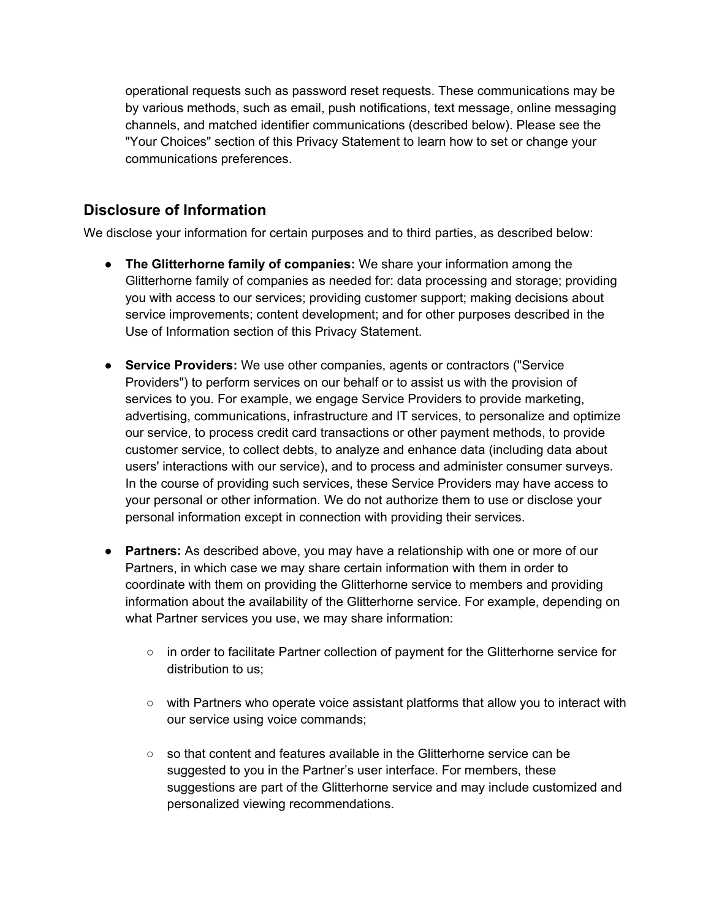operational requests such as password reset requests. These communications may be by various methods, such as email, push notifications, text message, online messaging channels, and matched identifier communications (described below). Please see the "Your Choices" section of this Privacy Statement to learn how to set or change your communications preferences.

## Disclosure of Information

We disclose your information for certain purposes and to third parties, as described below:

- **The Glitterhorne family of companies:** We share your information among the Glitterhorne family of companies as needed for: data processing and storage; providing you with access to our services; providing customer support; making decisions about service improvements; content development; and for other purposes described in the Use of Information section of this Privacy Statement.

- **Service Providers:** We use other companies, agents or contractors ("Service Providers") to perform services on our behalf or to assist us with the provision of services to you. For example, we engage Service Providers to provide marketing, advertising, communications, infrastructure and IT services, to personalize and optimize our service, to process credit card transactions or other payment methods, to provide customer service, to collect debts, to analyze and enhance data (including data about users' interactions with our service), and to process and administer consumer surveys. In the course of providing such services, these Service Providers may have access to your personal or other information. We do not authorize them to use or disclose your personal information except in connection with providing their services.

- **Partners:** As described above, you may have a relationship with one or more of our Partners, in which case we may share certain information with them in order to coordinate with them on providing the Glitterhorne service to members and providing information about the availability of the Glitterhorne service. For example, depending on what Partner services you use, we may share information:

  - in order to facilitate Partner collection of payment for the Glitterhorne service for distribution to us;

  - with Partners who operate voice assistant platforms that allow you to interact with our service using voice commands;

  - so that content and features available in the Glitterhorne service can be suggested to you in the Partner's user interface. For members, these suggestions are part of the Glitterhorne service and may include customized and personalized viewing recommendations.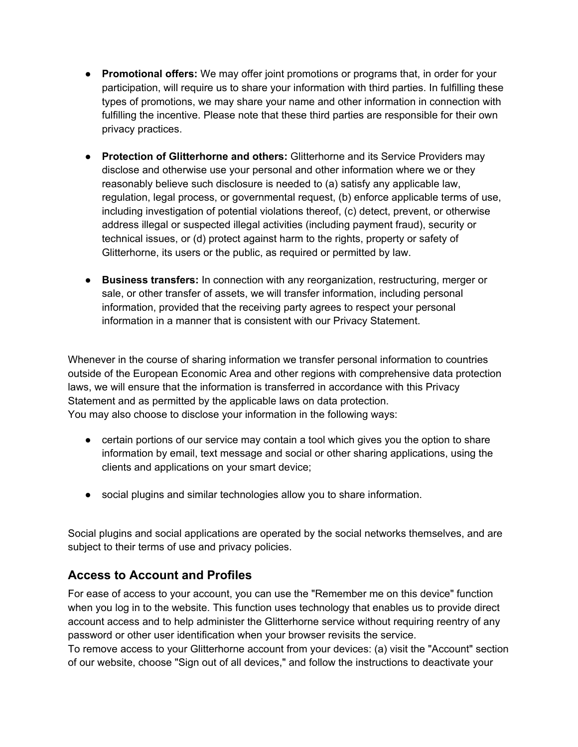- **Promotional offers:** We may offer joint promotions or programs that, in order for your participation, will require us to share your information with third parties. In fulfilling these types of promotions, we may share your name and other information in connection with fulfilling the incentive. Please note that these third parties are responsible for their own privacy practices.

- **Protection of Glitterhorne and others:** Glitterhorne and its Service Providers may disclose and otherwise use your personal and other information where we or they reasonably believe such disclosure is needed to (a) satisfy any applicable law, regulation, legal process, or governmental request, (b) enforce applicable terms of use, including investigation of potential violations thereof, (c) detect, prevent, or otherwise address illegal or suspected illegal activities (including payment fraud), security or technical issues, or (d) protect against harm to the rights, property or safety of Glitterhorne, its users or the public, as required or permitted by law.

- **Business transfers:** In connection with any reorganization, restructuring, merger or sale, or other transfer of assets, we will transfer information, including personal information, provided that the receiving party agrees to respect your personal information in a manner that is consistent with our Privacy Statement.

Whenever in the course of sharing information we transfer personal information to countries outside of the European Economic Area and other regions with comprehensive data protection laws, we will ensure that the information is transferred in accordance with this Privacy Statement and as permitted by the applicable laws on data protection.
You may also choose to disclose your information in the following ways:

- certain portions of our service may contain a tool which gives you the option to share information by email, text message and social or other sharing applications, using the clients and applications on your smart device;

- social plugins and similar technologies allow you to share information.

Social plugins and social applications are operated by the social networks themselves, and are subject to their terms of use and privacy policies.

## Access to Account and Profiles

For ease of access to your account, you can use the "Remember me on this device" function when you log in to the website. This function uses technology that enables us to provide direct account access and to help administer the Glitterhorne service without requiring reentry of any password or other user identification when your browser revisits the service.
To remove access to your Glitterhorne account from your devices: (a) visit the "Account" section of our website, choose "Sign out of all devices," and follow the instructions to deactivate your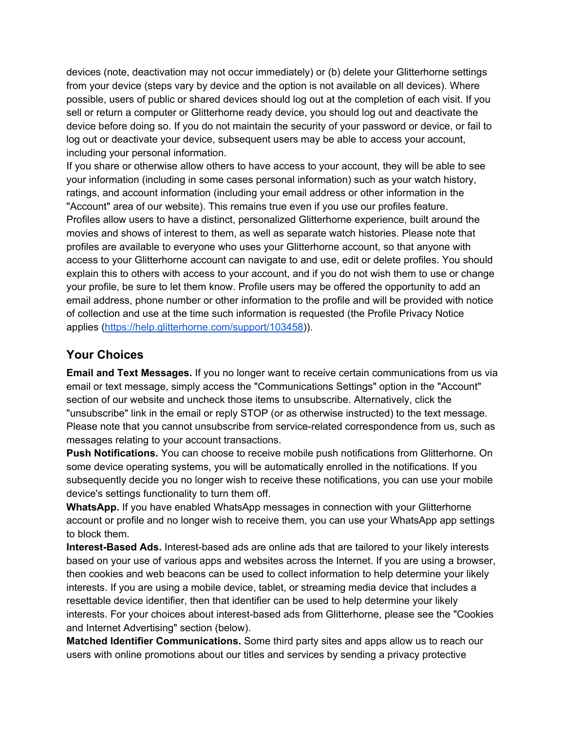devices (note, deactivation may not occur immediately) or (b) delete your Glitterhorne settings from your device (steps vary by device and the option is not available on all devices). Where possible, users of public or shared devices should log out at the completion of each visit. If you sell or return a computer or Glitterhorne ready device, you should log out and deactivate the device before doing so. If you do not maintain the security of your password or device, or fail to log out or deactivate your device, subsequent users may be able to access your account, including your personal information.

If you share or otherwise allow others to have access to your account, they will be able to see your information (including in some cases personal information) such as your watch history, ratings, and account information (including your email address or other information in the "Account" area of our website). This remains true even if you use our profiles feature.

Profiles allow users to have a distinct, personalized Glitterhorne experience, built around the movies and shows of interest to them, as well as separate watch histories. Please note that profiles are available to everyone who uses your Glitterhorne account, so that anyone with access to your Glitterhorne account can navigate to and use, edit or delete profiles. You should explain this to others with access to your account, and if you do not wish them to use or change your profile, be sure to let them know. Profile users may be offered the opportunity to add an email address, phone number or other information to the profile and will be provided with notice of collection and use at the time such information is requested (the Profile Privacy Notice applies ([https://help.glitterhorne.com/support/103458](https://help.glitterhorne.com/support/103458))).

## Your Choices

**Email and Text Messages.** If you no longer want to receive certain communications from us via email or text message, simply access the "Communications Settings" option in the "Account" section of our website and uncheck those items to unsubscribe. Alternatively, click the "unsubscribe" link in the email or reply STOP (or as otherwise instructed) to the text message. Please note that you cannot unsubscribe from service-related correspondence from us, such as messages relating to your account transactions.

**Push Notifications.** You can choose to receive mobile push notifications from Glitterhorne. On some device operating systems, you will be automatically enrolled in the notifications. If you subsequently decide you no longer wish to receive these notifications, you can use your mobile device's settings functionality to turn them off.

**WhatsApp.** If you have enabled WhatsApp messages in connection with your Glitterhorne account or profile and no longer wish to receive them, you can use your WhatsApp app settings to block them.

**Interest-Based Ads.** Interest-based ads are online ads that are tailored to your likely interests based on your use of various apps and websites across the Internet. If you are using a browser, then cookies and web beacons can be used to collect information to help determine your likely interests. If you are using a mobile device, tablet, or streaming media device that includes a resettable device identifier, then that identifier can be used to help determine your likely interests. For your choices about interest-based ads from Glitterhorne, please see the "Cookies and Internet Advertising" section (below).

**Matched Identifier Communications.** Some third party sites and apps allow us to reach our users with online promotions about our titles and services by sending a privacy protective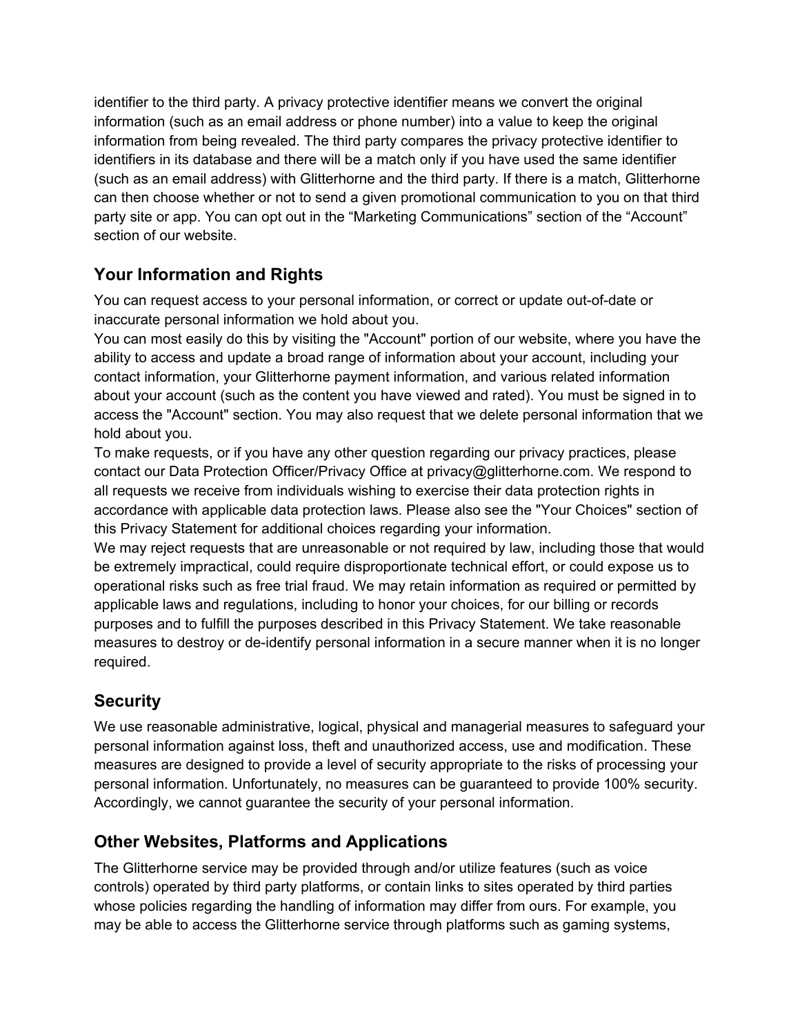identifier to the third party. A privacy protective identifier means we convert the original information (such as an email address or phone number) into a value to keep the original information from being revealed. The third party compares the privacy protective identifier to identifiers in its database and there will be a match only if you have used the same identifier (such as an email address) with Glitterhorne and the third party. If there is a match, Glitterhorne can then choose whether or not to send a given promotional communication to you on that third party site or app. You can opt out in the “Marketing Communications” section of the “Account” section of our website.

## Your Information and Rights

You can request access to your personal information, or correct or update out-of-date or inaccurate personal information we hold about you.

You can most easily do this by visiting the "Account" portion of our website, where you have the ability to access and update a broad range of information about your account, including your contact information, your Glitterhorne payment information, and various related information about your account (such as the content you have viewed and rated). You must be signed in to access the "Account" section. You may also request that we delete personal information that we hold about you.

To make requests, or if you have any other question regarding our privacy practices, please contact our Data Protection Officer/Privacy Office at privacy@glitterhorne.com. We respond to all requests we receive from individuals wishing to exercise their data protection rights in accordance with applicable data protection laws. Please also see the "Your Choices" section of this Privacy Statement for additional choices regarding your information.

We may reject requests that are unreasonable or not required by law, including those that would be extremely impractical, could require disproportionate technical effort, or could expose us to operational risks such as free trial fraud. We may retain information as required or permitted by applicable laws and regulations, including to honor your choices, for our billing or records purposes and to fulfill the purposes described in this Privacy Statement. We take reasonable measures to destroy or de-identify personal information in a secure manner when it is no longer required.

## Security

We use reasonable administrative, logical, physical and managerial measures to safeguard your personal information against loss, theft and unauthorized access, use and modification. These measures are designed to provide a level of security appropriate to the risks of processing your personal information. Unfortunately, no measures can be guaranteed to provide 100% security. Accordingly, we cannot guarantee the security of your personal information.

## Other Websites, Platforms and Applications

The Glitterhorne service may be provided through and/or utilize features (such as voice controls) operated by third party platforms, or contain links to sites operated by third parties whose policies regarding the handling of information may differ from ours. For example, you may be able to access the Glitterhorne service through platforms such as gaming systems,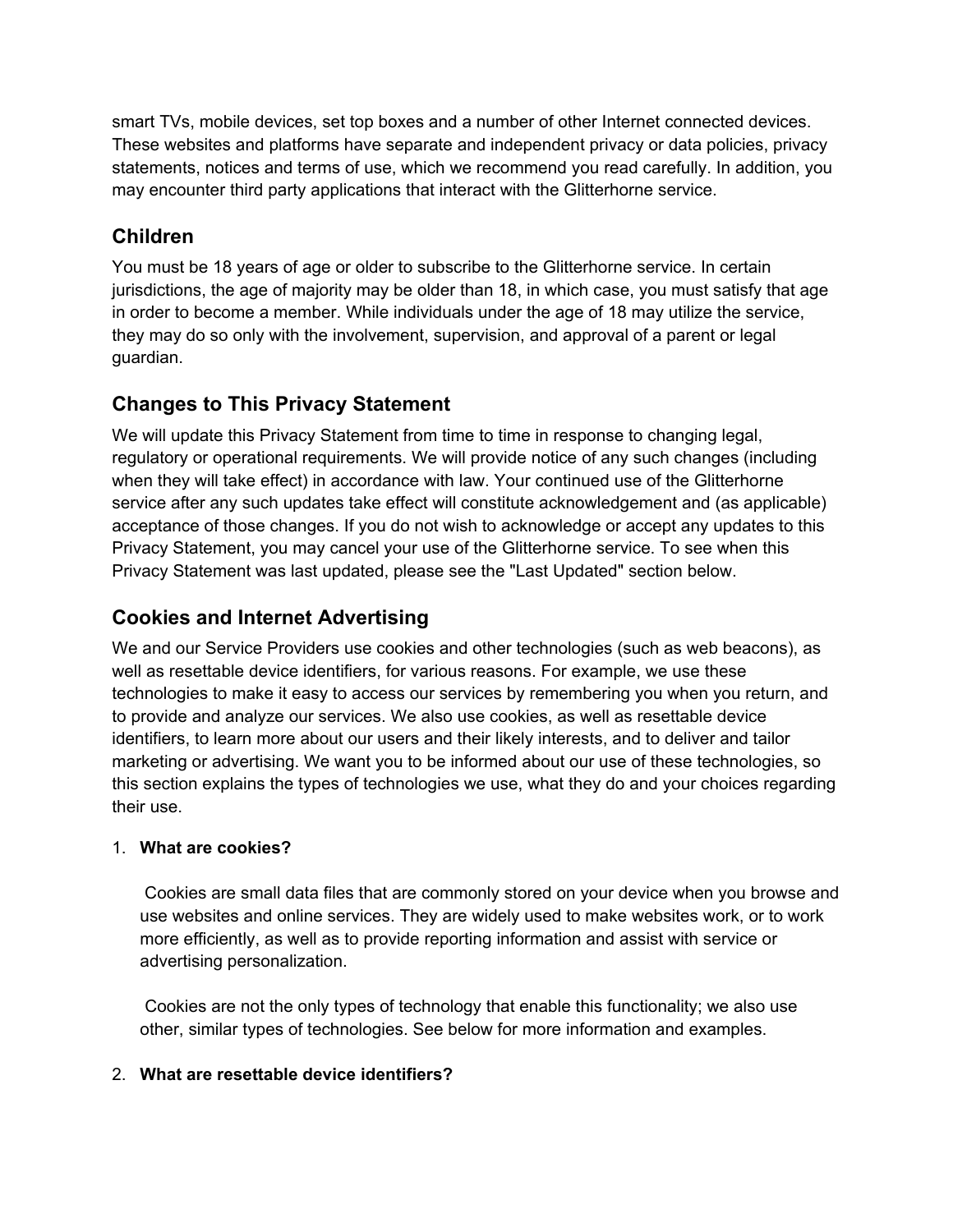smart TVs, mobile devices, set top boxes and a number of other Internet connected devices. These websites and platforms have separate and independent privacy or data policies, privacy statements, notices and terms of use, which we recommend you read carefully. In addition, you may encounter third party applications that interact with the Glitterhorne service.

## Children

You must be 18 years of age or older to subscribe to the Glitterhorne service. In certain jurisdictions, the age of majority may be older than 18, in which case, you must satisfy that age in order to become a member. While individuals under the age of 18 may utilize the service, they may do so only with the involvement, supervision, and approval of a parent or legal guardian.

## Changes to This Privacy Statement

We will update this Privacy Statement from time to time in response to changing legal, regulatory or operational requirements. We will provide notice of any such changes (including when they will take effect) in accordance with law. Your continued use of the Glitterhorne service after any such updates take effect will constitute acknowledgement and (as applicable) acceptance of those changes. If you do not wish to acknowledge or accept any updates to this Privacy Statement, you may cancel your use of the Glitterhorne service. To see when this Privacy Statement was last updated, please see the "Last Updated" section below.

## Cookies and Internet Advertising

We and our Service Providers use cookies and other technologies (such as web beacons), as well as resettable device identifiers, for various reasons. For example, we use these technologies to make it easy to access our services by remembering you when you return, and to provide and analyze our services. We also use cookies, as well as resettable device identifiers, to learn more about our users and their likely interests, and to deliver and tailor marketing or advertising. We want you to be informed about our use of these technologies, so this section explains the types of technologies we use, what they do and your choices regarding their use.

1. **What are cookies?**

   Cookies are small data files that are commonly stored on your device when you browse and use websites and online services. They are widely used to make websites work, or to work more efficiently, as well as to provide reporting information and assist with service or advertising personalization.

   Cookies are not the only types of technology that enable this functionality; we also use other, similar types of technologies. See below for more information and examples.

2. **What are resettable device identifiers?**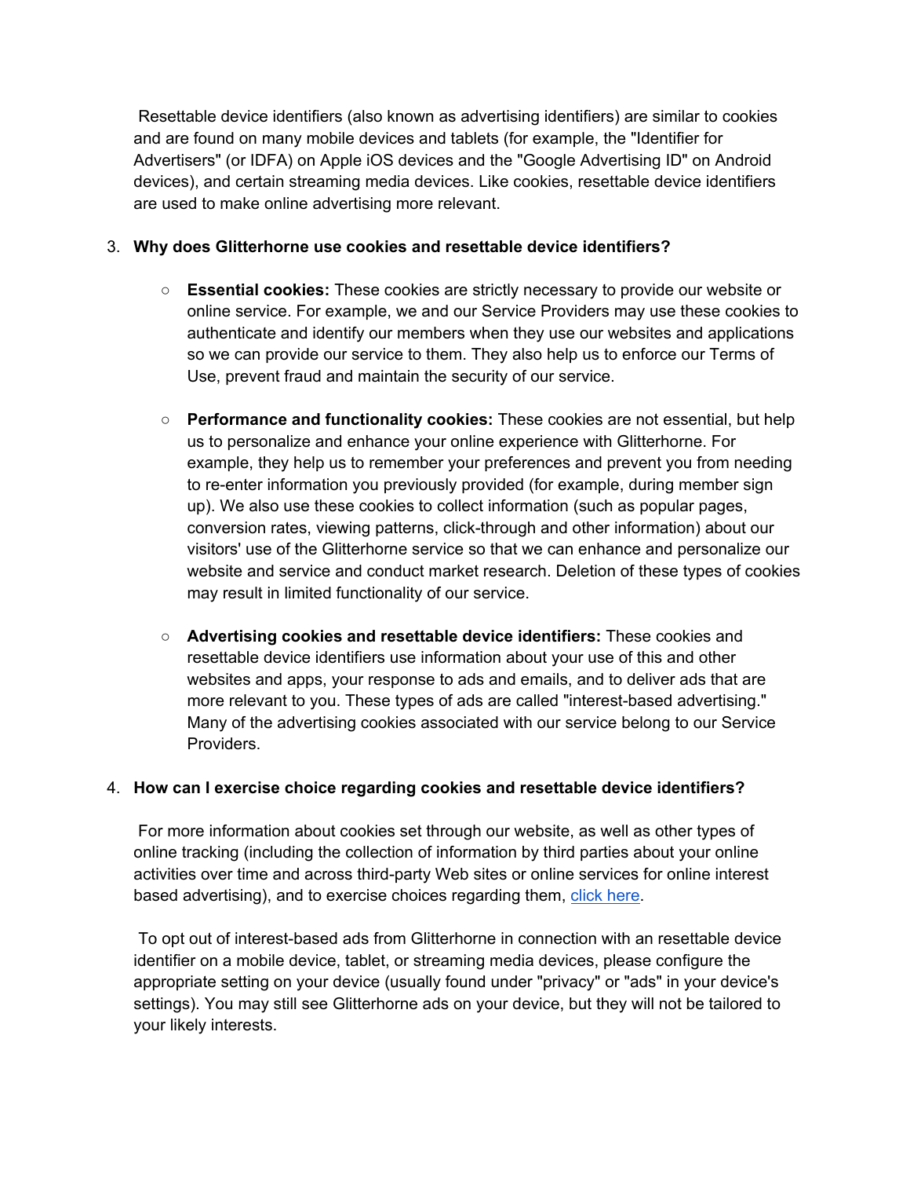Resettable device identifiers (also known as advertising identifiers) are similar to cookies and are found on many mobile devices and tablets (for example, the "Identifier for Advertisers" (or IDFA) on Apple iOS devices and the "Google Advertising ID" on Android devices), and certain streaming media devices. Like cookies, resettable device identifiers are used to make online advertising more relevant.

3. **Why does Glitterhorne use cookies and resettable device identifiers?**

    - **Essential cookies:** These cookies are strictly necessary to provide our website or online service. For example, we and our Service Providers may use these cookies to authenticate and identify our members when they use our websites and applications so we can provide our service to them. They also help us to enforce our Terms of Use, prevent fraud and maintain the security of our service.

    - **Performance and functionality cookies:** These cookies are not essential, but help us to personalize and enhance your online experience with Glitterhorne. For example, they help us to remember your preferences and prevent you from needing to re-enter information you previously provided (for example, during member sign up). We also use these cookies to collect information (such as popular pages, conversion rates, viewing patterns, click-through and other information) about our visitors' use of the Glitterhorne service so that we can enhance and personalize our website and service and conduct market research. Deletion of these types of cookies may result in limited functionality of our service.

    - **Advertising cookies and resettable device identifiers:** These cookies and resettable device identifiers use information about your use of this and other websites and apps, your response to ads and emails, and to deliver ads that are more relevant to you. These types of ads are called "interest-based advertising." Many of the advertising cookies associated with our service belong to our Service Providers.

4. **How can I exercise choice regarding cookies and resettable device identifiers?**

    For more information about cookies set through our website, as well as other types of online tracking (including the collection of information by third parties about your online activities over time and across third-party Web sites or online services for online interest based advertising), and to exercise choices regarding them, click here.

    To opt out of interest-based ads from Glitterhorne in connection with an resettable device identifier on a mobile device, tablet, or streaming media devices, please configure the appropriate setting on your device (usually found under "privacy" or "ads" in your device's settings). You may still see Glitterhorne ads on your device, but they will not be tailored to your likely interests.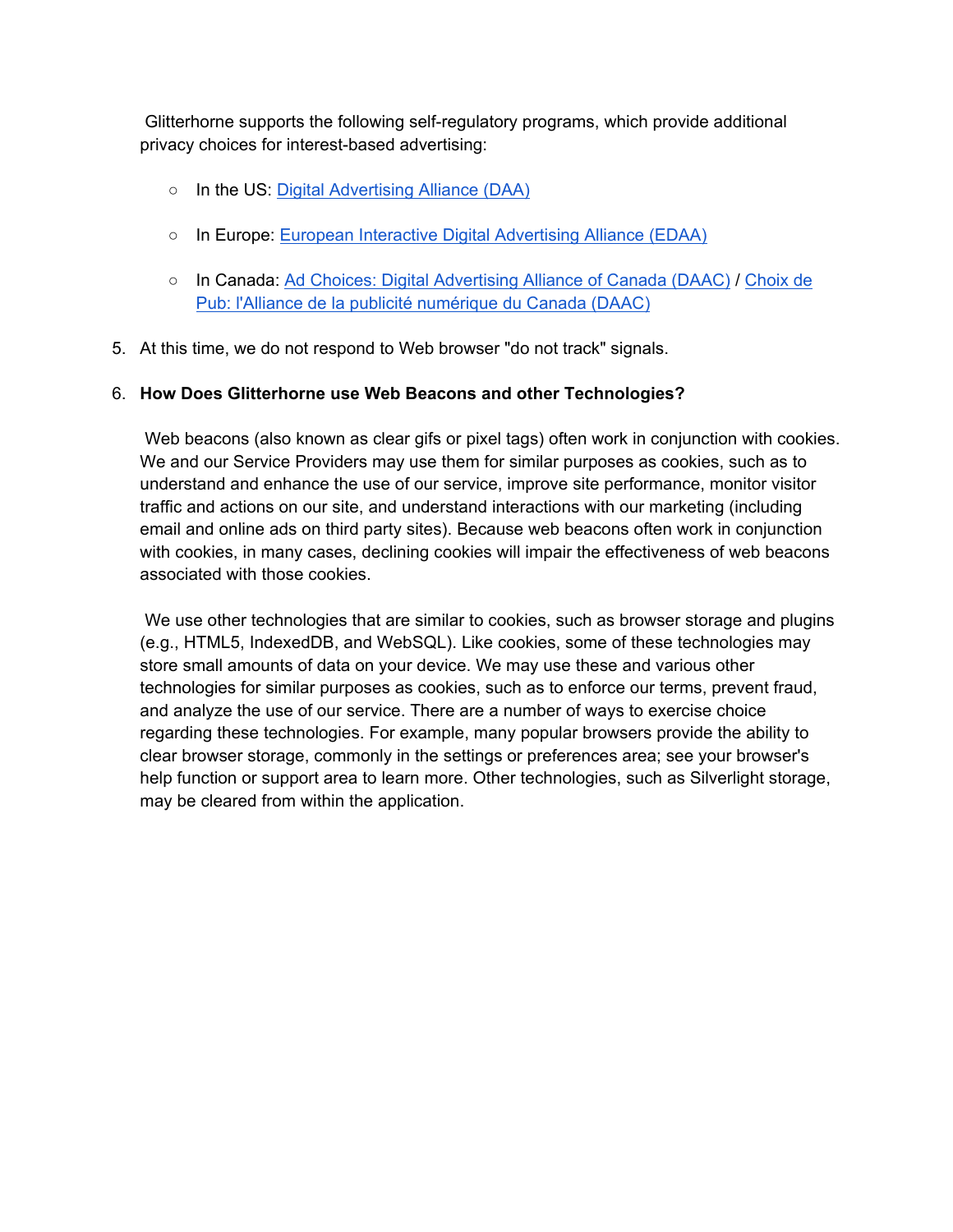Glitterhorne supports the following self-regulatory programs, which provide additional privacy choices for interest-based advertising:

- In the US: Digital Advertising Alliance (DAA)
- In Europe: European Interactive Digital Advertising Alliance (EDAA)
- In Canada: Ad Choices: Digital Advertising Alliance of Canada (DAAC) / Choix de Pub: l'Alliance de la publicité numérique du Canada (DAAC)

5. At this time, we do not respond to Web browser "do not track" signals.

6. **How Does Glitterhorne use Web Beacons and other Technologies?**

   Web beacons (also known as clear gifs or pixel tags) often work in conjunction with cookies. We and our Service Providers may use them for similar purposes as cookies, such as to understand and enhance the use of our service, improve site performance, monitor visitor traffic and actions on our site, and understand interactions with our marketing (including email and online ads on third party sites). Because web beacons often work in conjunction with cookies, in many cases, declining cookies will impair the effectiveness of web beacons associated with those cookies.

   We use other technologies that are similar to cookies, such as browser storage and plugins (e.g., HTML5, IndexedDB, and WebSQL). Like cookies, some of these technologies may store small amounts of data on your device. We may use these and various other technologies for similar purposes as cookies, such as to enforce our terms, prevent fraud, and analyze the use of our service. There are a number of ways to exercise choice regarding these technologies. For example, many popular browsers provide the ability to clear browser storage, commonly in the settings or preferences area; see your browser's help function or support area to learn more. Other technologies, such as Silverlight storage, may be cleared from within the application.